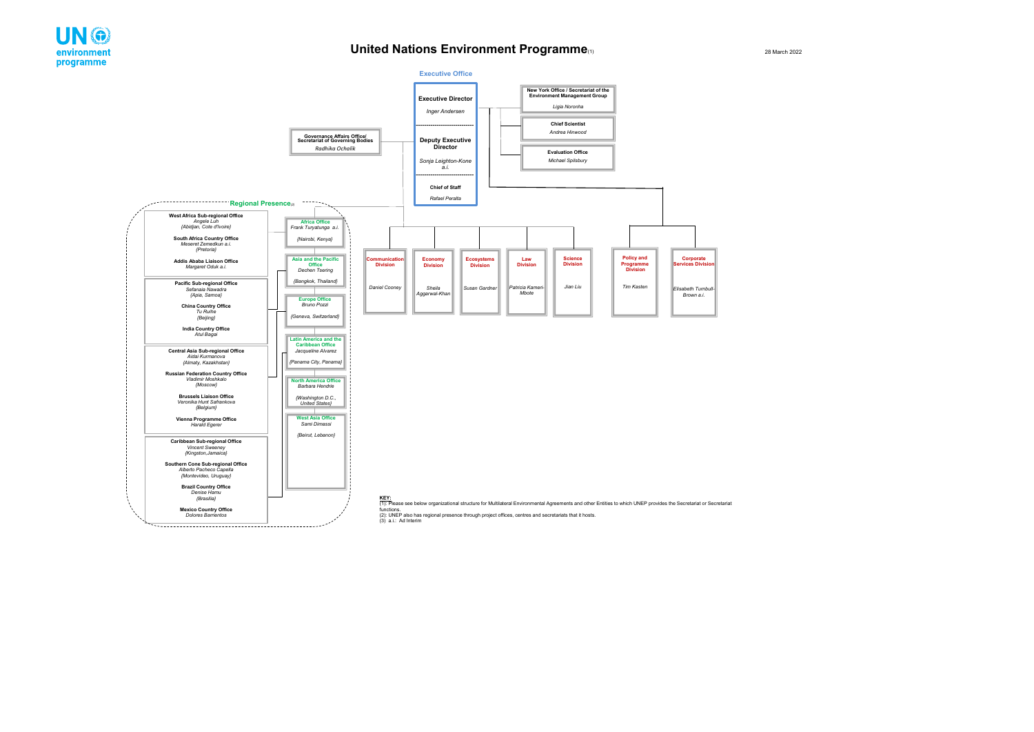UN environment programme

# United Nations Environment Programme(1)

28 March 2022

## Executive Office

**Executive Director**
*Inger Andersen*

**Deputy Executive Director**
*Sonja Leighton-Kone a.i.*

**Chief of Staff**
*Rafael Peralta*

**New York Office / Secretariat of the Environment Management Group**
*Ligia Noronha*

**Chief Scientist**
*Andrea Hinwood*

**Evaluation Office**
*Michael Spilsbury*

**Governance Affairs Office/ Secretariat of Governing Bodies**
*Radhika Ochalik*

## Divisions

| Division | Director |
|---|---|
| Communication Division | *Daniel Cooney* |
| Economy Division | *Sheila Aggarwal-Khan* |
| Ecosystems Division | *Susan Gardner* |
| Law Division | *Patricia Kameri-Mbote* |
| Science Division | *Jian Liu* |
| Policy and Programme Division | *Tim Kasten* |
| Corporate Services Division | *Elisabeth Turnbull-Brown a.i.* |

## Regional Presence(2)

**Africa Office**
*Frank Turyatunga a.i.*
*(Nairobi, Kenya)*

- **West Africa Sub-regional Office** — *Angele Luh* *(Abidjan, Cote d'Ivoire)*
- **South Africa Country Office** — *Meseret Zemedkun a.i.* *(Pretoria)*
- **Addis Ababa Liaison Office** — *Margaret Oduk a.i.*

**Asia and the Pacific Office**
*Dechen Tsering*
*(Bangkok, Thailand)*

- **Pacific Sub-regional Office** — *Sefanaia Nawadra* *(Apia, Samoa)*
- **China Country Office** — *Tu Ruihe* *(Beijing)*
- **India Country Office** — *Atul Bagai*

**Europe Office**
*Bruno Pozzi*
*(Geneva, Switzerland)*

- **Central Asia Sub-regional Office** — *Aidai Kurmanova* *(Almaty, Kazakhstan)*
- **Russian Federation Country Office** — *Vladimir Moshkalo* *(Moscow)*
- **Brussels Liaison Office** — *Veronika Hunt Safrankova* *(Belgium)*
- **Vienna Programme Office** — *Harald Egerer*

**Latin America and the Caribbean Office**
*Jacqueline Alvarez*
*(Panama City, Panama)*

- **Caribbean Sub-regional Office** — *Vincent Sweeney* *(Kingston,Jamaica)*
- **Southern Cone Sub-regional Office** — *Alberto Pacheco Capella* *(Montevideo, Uruguay)*
- **Brazil Country Office** — *Denise Hamu* *(Brasilia)*
- **Mexico Country Office** — *Dolores Barrientos*

**North America Office**
*Barbara Hendrie*
*(Washington D.C., United States)*

**West Asia Office**
*Sami Dimassi*
*(Beirut, Lebanon)*

**KEY:**
(1): Please see below organizational structure for Multilateral Environmental Agreements and other Entities to which UNEP provides the Secretariat or Secretariat functions.
(2): UNEP also has regional presence through project offices, centres and secretariats that it hosts.
(3) a.i.: Ad Interim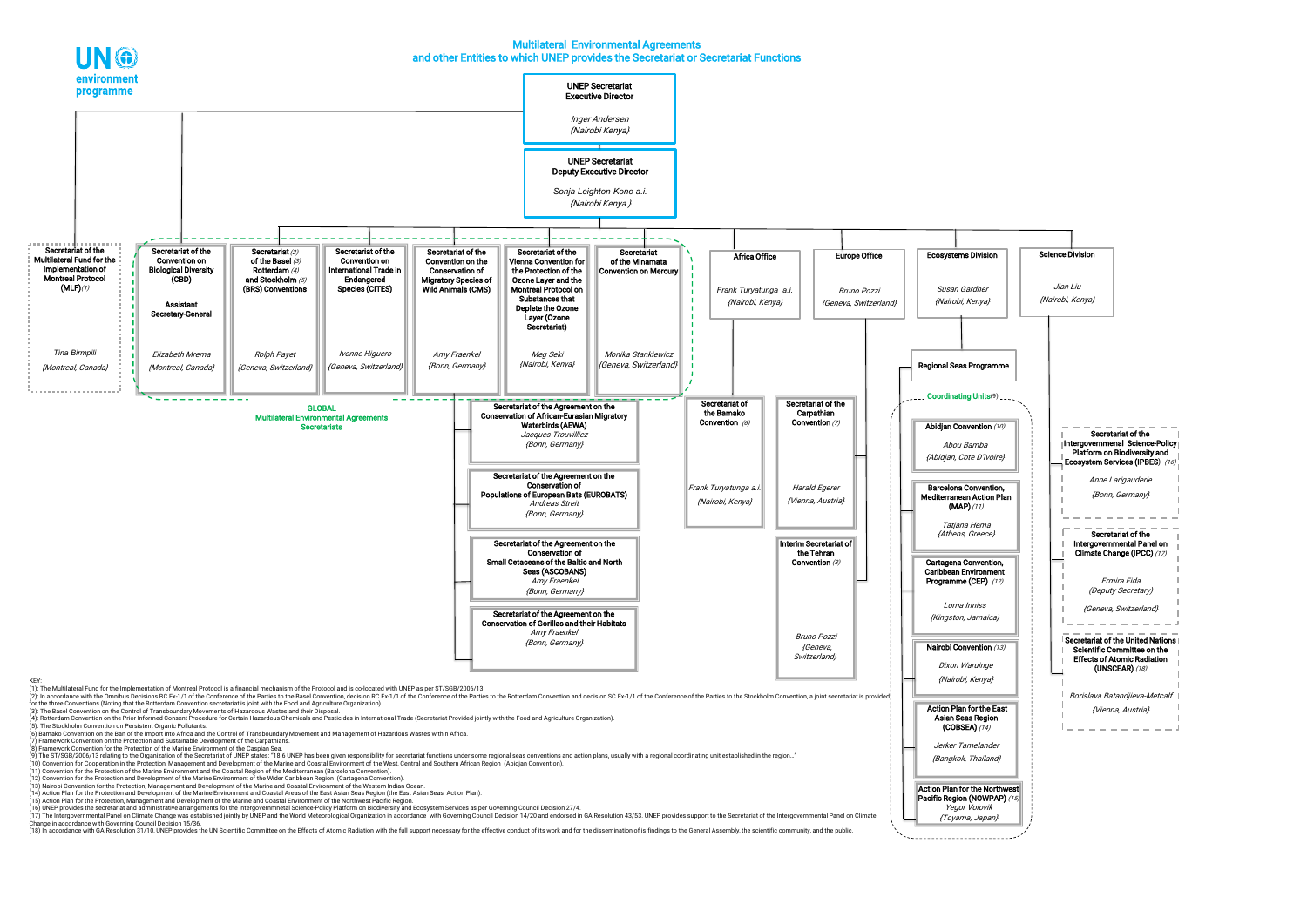UN environment programme

# Multilateral Environmental Agreements and other Entities to which UNEP provides the Secretariat or Secretariat Functions

**UNEP Secretariat Executive Director**
*Inger Andersen*
*(Nairobi Kenya)*

**UNEP Secretariat Deputy Executive Director**
*Sonja Leighton-Kone a.i.*
*(Nairobi Kenya)*

**Secretariat of the Multilateral Fund for the Implementation of Montreal Protocol (MLF)** (1)
*Tina Birmpili*
*(Montreal, Canada)*

## GLOBAL Multilateral Environmental Agreements Secretariats

**Secretariat of the Convention on Biological Diversity (CBD)**
**Assistant Secretary-General**
*Elizabeth Mrema*
*(Montreal, Canada)*

**Secretariat (2) of the Basel (3) Rotterdam (4) and Stockholm (5) (BRS) Conventions**
*Rolph Payet*
*(Geneva, Switzerland)*

**Secretariat of the Convention on International Trade in Endangered Species (CITES)**
*Ivonne Higuero*
*(Geneva, Switzerland)*

**Secretariat of the Convention on the Conservation of Migratory Species of Wild Animals (CMS)**
*Amy Fraenkel*
*(Bonn, Germany)*

- **Secretariat of the Agreement on the Conservation of African-Eurasian Migratory Waterbirds (AEWA)**
  *Jacques Trouvilliez*
  *(Bonn, Germany)*
- **Secretariat of the Agreement on the Conservation of Populations of European Bats (EUROBATS)**
  *Andreas Streit*
  *(Bonn, Germany)*
- **Secretariat of the Agreement on the Conservation of Small Cetaceans of the Baltic and North Seas (ASCOBANS)**
  *Amy Fraenkel*
  *(Bonn, Germany)*
- **Secretariat of the Agreement on the Conservation of Gorillas and their Habitats**
  *Amy Fraenkel*
  *(Bonn, Germany)*

**Secretariat of the Vienna Convention for the Protection of the Ozone Layer and the Montreal Protocol on Substances that Deplete the Ozone Layer (Ozone Secretariat)**
*Meg Seki*
*(Nairobi, Kenya)*

**Secretariat of the Minamata Convention on Mercury**
*Monika Stankiewicz*
*(Geneva, Switzerland)*

## Africa Office
*Frank Turyatunga a.i.*
*(Nairobi, Kenya)*

- **Secretariat of the Bamako Convention** (6)
  *Frank Turyatunga a.i.*
  *(Nairobi, Kenya)*

## Europe Office
*Bruno Pozzi*
*(Geneva, Switzerland)*

- **Secretariat of the Carpathian Convention** (7)
  *Harald Egerer*
  *(Vienna, Austria)*
- **Interim Secretariat of the Tehran Convention** (8)
  *Bruno Pozzi*
  *(Geneva, Switzerland)*

## Ecosystems Division
*Susan Gardner*
*(Nairobi, Kenya)*

**Regional Seas Programme**

Coordinating Units (9)

- **Abidjan Convention** (10)
  *Abou Bamba*
  *(Abidjan, Cote D'Ivoire)*
- **Barcelona Convention, Mediterranean Action Plan (MAP)** (11)
  *Tatjana Hema*
  *(Athens, Greece)*
- **Cartagena Convention, Caribbean Environment Programme (CEP)** (12)
  *Lorna Inniss*
  *(Kingston, Jamaica)*
- **Nairobi Convention** (13)
  *Dixon Waruinge*
  *(Nairobi, Kenya)*
- **Action Plan for the East Asian Seas Region (COBSEA)** (14)
  *Jerker Tamelander*
  *(Bangkok, Thailand)*
- **Action Plan for the Northwest Pacific Region (NOWPAP)** (15)
  *Yegor Volovik*
  *(Toyama, Japan)*

## Science Division
*Jian Liu*
*(Nairobi, Kenya)*

- **Secretariat of the Intergovernmental Science-Policy Platform on Biodiversity and Ecosystem Services (IPBES)** (16)
  *Anne Larigauderie*
  *(Bonn, Germany)*
- **Secretariat of the Intergovernmental Panel on Climate Change (IPCC)** (17)
  *Ermira Fida*
  *(Deputy Secretary)*
  *(Geneva, Switzerland)*
- **Secretariat of the United Nations Scientific Committee on the Effects of Atomic Radiation (UNSCEAR)** (18)
  *Borislava Batandjieva-Metcalf*
  *(Vienna, Austria)*

KEY:

(1): The Multilateral Fund for the Implementation of Montreal Protocol is a financial mechanism of the Protocol and are co-located with UNEP as per ST/SGB/2006/13.
(2): In accordance with the Omnibus Decisions BC.Ex-1/1 of the Conference of the Parties to the Basel Convention, decision RC.Ex-1/1 of the Conference of the Parties to the Rotterdam Convention and decision SC.Ex-1/1 of the Conference of the Parties to the Stockholm Convention, a joint secretariat is provided for the three Conventions (Noting that the Rotterdam Convention secretariat is joint with the Food and Agriculture Organization).
(3): The Basel Convention on the Control of Transboundary Movements of Hazardous Wastes and their Disposal.
(4): Rotterdam Convention on the Prior Informed Consent Procedure for Certain Hazardous Chemicals and Pesticides in International Trade (Secretariat Provided jointly with the Food and Agriculture Organization).
(5): The Stockholm Convention on Persistent Organic Pollutants.
(6) Bamako Convention on the Ban of the Import into Africa and the Control of Transboundary Movement and Management of Hazardous Wastes within Africa.
(7) Framework Convention on the Protection and Sustainable Development of the Carpathians.
(8) Framework Convention for the Protection of the Marine Environment of the Caspian Sea.
(9) The ST/SGB/2006/13 relating to the Organization of the Secretariat of UNEP states: "18.6 UNEP has been given responsibility for secretariat functions under some regional seas conventions and action plans, usually with a regional coordinating unit established in the region..."
(10) Convention for Cooperation in the Protection, Management and Development of the Marine and Coastal Environment of the West, Central and Southern African Region (Abidjan Convention).
(11) Convention for the Protection of the Marine Environment and the Coastal Region of the Mediterranean (Barcelona Convention).
(12) Convention for the Protection and Development of the Marine Environment of the Wider Caribbean Region (Cartagena Convention).
(13) Nairobi Convention for the Protection, Management and Development of the Marine and Coastal Environment of the Western Indian Ocean.
(14) Action Plan for the Protection and Development of the Marine Environment and Coastal Areas of the East Asian Seas Region (the East Asian Seas Action Plan).
(15) Action Plan for the Protection, Management and Development of the Marine and Coastal Environment of the Northwest Pacific Region.
(16) UNEP provides the secretariat and administrative arrangements for the Intergovernmental Science-Policy Platform on Biodiversity and Ecosystem Services as per Governing Council Decision 27/4.
(17) The Intergovernmental Panel on Climate Change was established jointly by UNEP and the World Meteorological Organization in accordance with Governing Council Decision 14/20 and endorsed in GA Resolution 43/53. UNEP provides support to the Secretariat of the Intergovernmental Panel on Climate Change in accordance with Governing Council Decision 15/36.
(18) In accordance with GA Resolution 31/10, UNEP provides the UN Scientific Committee on the Effects of Atomic Radiation with the full support necessary for the effective conduct of its work and for the dissemination of its findings to the General Assembly, the scientific community, and the public.